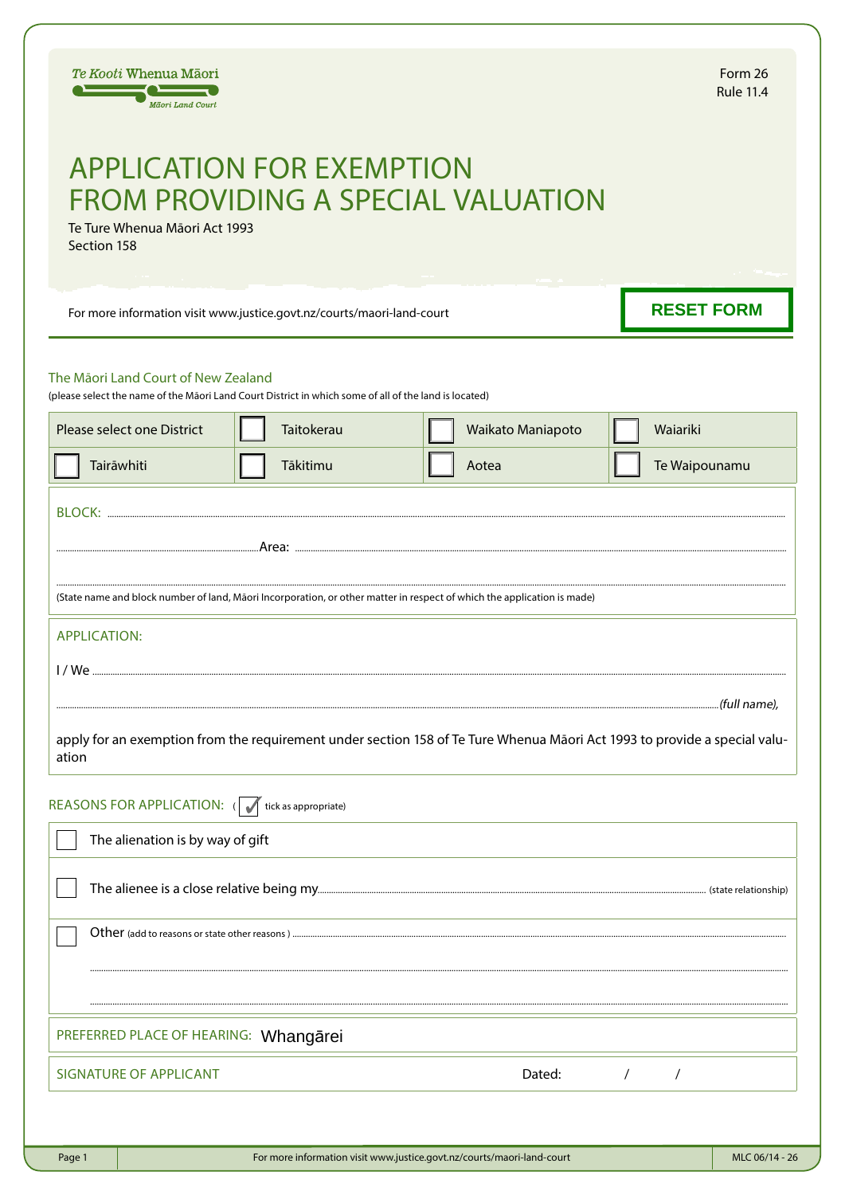Te Kooti Whenua Māori
Māori Land Court

Form 26
Rule 11.4

# APPLICATION FOR EXEMPTION FROM PROVIDING A SPECIAL VALUATION

Te Ture Whenua Māori Act 1993
Section 158

For more information visit www.justice.govt.nz/courts/maori-land-court

RESET FORM

## The Māori Land Court of New Zealand

(please select the name of the Māori Land Court District in which some of all of the land is located)

| Please select one District | ☐ Taitokerau | ☐ Waikato Maniapoto | ☐ Waiariki |
|---|---|---|---|
| ☐ Tairāwhiti | ☐ Tākitimu | ☐ Aotea | ☐ Te Waipounamu |

BLOCK: ..............................................................................................................

.............................................................Area: ..........................................................

..........................................................................................................................

(State name and block number of land, Māori Incorporation, or other matter in respect of which the application is made)

APPLICATION:

I / We ..........................................................................................................................

..........................................................................................................................*(full name),*

apply for an exemption from the requirement under section 158 of Te Ture Whenua Māori Act 1993 to provide a special valuation

REASONS FOR APPLICATION: (✓ tick as appropriate)

☐ The alienation is by way of gift

☐ The alienee is a close relative being my.......................................................... (state relationship)

☐ Other (add to reasons or state other reasons ) ..........................................................

..........................................................................................................................

..........................................................................................................................

PREFERRED PLACE OF HEARING: Whangārei

SIGNATURE OF APPLICANT Dated: / /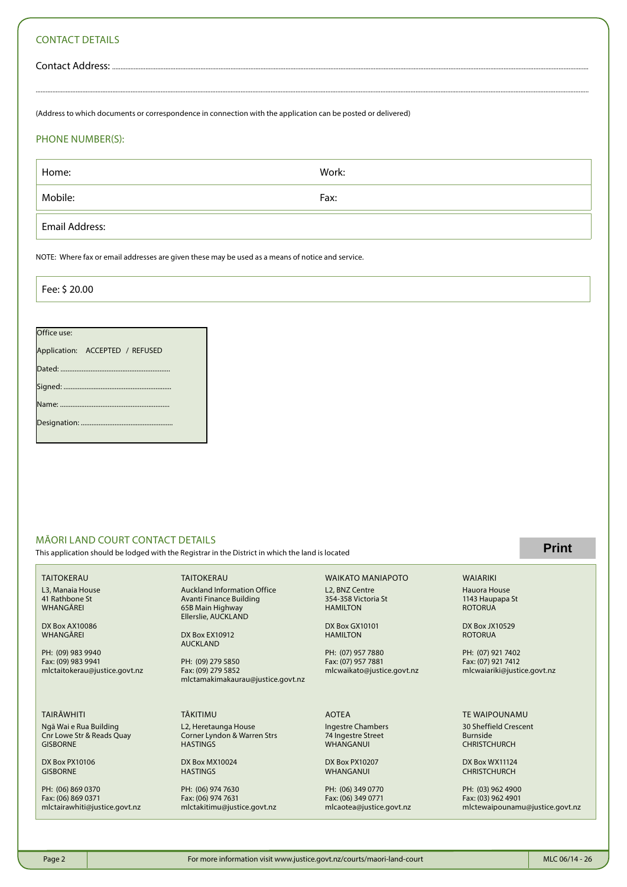## CONTACT DETAILS

Contact Address: ..................................................................................................................................................................................................................

..................................................................................................................................................................................................................................................

(Address to which documents or correspondence in connection with the application can be posted or delivered)

## PHONE NUMBER(S):

| | |
|---|---|
| Home: | Work: |
| Mobile: | Fax: |
| Email Address: | |

NOTE: Where fax or email addresses are given these may be used as a means of notice and service.

Fee: $ 20.00

Office use:

Application: ACCEPTED / REFUSED

Dated: ............................................................

Signed: ..........................................................

Name: ............................................................

Designation: ..................................................

## MĀORI LAND COURT CONTACT DETAILS

This application should be lodged with the Registrar in the District in which the land is located

Print

**TAITOKERAU**
L3, Manaia House
41 Rathbone St
WHANGĀREI

DX Box AX10086
WHANGĀREI

PH: (09) 983 9940
Fax: (09) 983 9941
mlctaitokerau@justice.govt.nz

**TAITOKERAU**
Auckland Information Office
Avanti Finance Building
65B Main Highway
Ellerslie, AUCKLAND

DX Box EX10912
AUCKLAND

PH: (09) 279 5850
Fax: (09) 279 5852
mlctamakimakaurau@justice.govt.nz

**WAIKATO MANIAPOTO**
L2, BNZ Centre
354-358 Victoria St
HAMILTON

DX Box GX10101
HAMILTON

PH: (07) 957 7880
Fax: (07) 957 7881
mlcwaikato@justice.govt.nz

**WAIARIKI**
Hauora House
1143 Haupapa St
ROTORUA

DX Box JX10529
ROTORUA

PH: (07) 921 7402
Fax: (07) 921 7412
mlcwaiariki@justice.govt.nz

**TAIRĀWHITI**
Ngā Wai e Rua Building
Cnr Lowe Str & Reads Quay
GISBORNE

DX Box PX10106
GISBORNE

PH: (06) 869 0370
Fax: (06) 869 0371
mlctairawhiti@justice.govt.nz

**TĀKITIMU**
L2, Heretaunga House
Corner Lyndon & Warren Strs
HASTINGS

DX Box MX10024
HASTINGS

PH: (06) 974 7630
Fax: (06) 974 7631
mlctakitimu@justice.govt.nz

**AOTEA**
Ingestre Chambers
74 Ingestre Street
WHANGANUI

DX Box PX10207
WHANGANUI

PH: (06) 349 0770
Fax: (06) 349 0771
mlcaotea@justice.govt.nz

**TE WAIPOUNAMU**
30 Sheffield Crescent
Burnside
CHRISTCHURCH

DX Box WX11124
CHRISTCHURCH

PH: (03) 962 4900
Fax: (03) 962 4901
mlctewaipounamu@justice.govt.nz

For more information visit www.justice.govt.nz/courts/maori-land-court

MLC 06/14 - 26